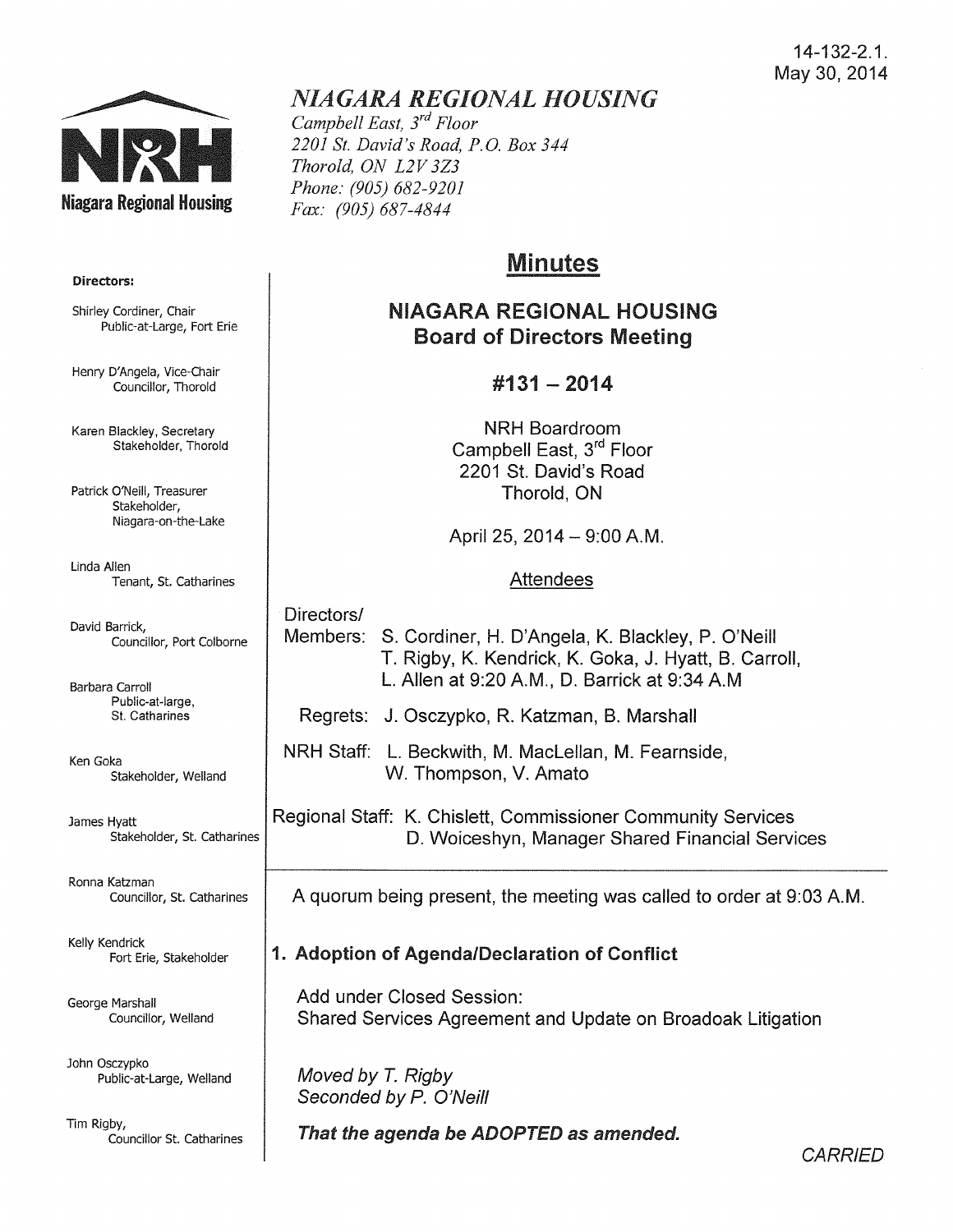14-132-2.1.
May 30, 2014

# *NIAGARA REGIONAL HOUSING*

*Campbell East, 3rd Floor*
*2201 St. David's Road, P.O. Box 344*
*Thorold, ON L2V 3Z3*
*Phone: (905) 682-9201*
*Fax: (905) 687-4844*

**Directors:**

Shirley Cordiner, Chair
Public-at-Large, Fort Erie

Henry D'Angela, Vice-Chair
Councillor, Thorold

Karen Blackley, Secretary
Stakeholder, Thorold

Patrick O'Neill, Treasurer
Stakeholder, Niagara-on-the-Lake

Linda Allen
Tenant, St. Catharines

David Barrick,
Councillor, Port Colborne

Barbara Carroll
Public-at-large, St. Catharines

Ken Goka
Stakeholder, Welland

James Hyatt
Stakeholder, St. Catharines

Ronna Katzman
Councillor, St. Catharines

Kelly Kendrick
Fort Erie, Stakeholder

George Marshall
Councillor, Welland

John Osczypko
Public-at-Large, Welland

Tim Rigby,
Councillor St. Catharines

## Minutes

## NIAGARA REGIONAL HOUSING Board of Directors Meeting

## #131 – 2014

NRH Boardroom
Campbell East, 3rd Floor
2201 St. David's Road
Thorold, ON

April 25, 2014 – 9:00 A.M.

Attendees

Directors/
Members: S. Cordiner, H. D'Angela, K. Blackley, P. O'Neill
T. Rigby, K. Kendrick, K. Goka, J. Hyatt, B. Carroll,
L. Allen at 9:20 A.M., D. Barrick at 9:34 A.M

Regrets: J. Osczypko, R. Katzman, B. Marshall

NRH Staff: L. Beckwith, M. MacLellan, M. Fearnside,
W. Thompson, V. Amato

Regional Staff: K. Chislett, Commissioner Community Services
D. Woiceshyn, Manager Shared Financial Services

A quorum being present, the meeting was called to order at 9:03 A.M.

### 1. Adoption of Agenda/Declaration of Conflict

Add under Closed Session:
Shared Services Agreement and Update on Broadoak Litigation

*Moved by T. Rigby*
*Seconded by P. O'Neill*

***That the agenda be ADOPTED as amended.***

*CARRIED*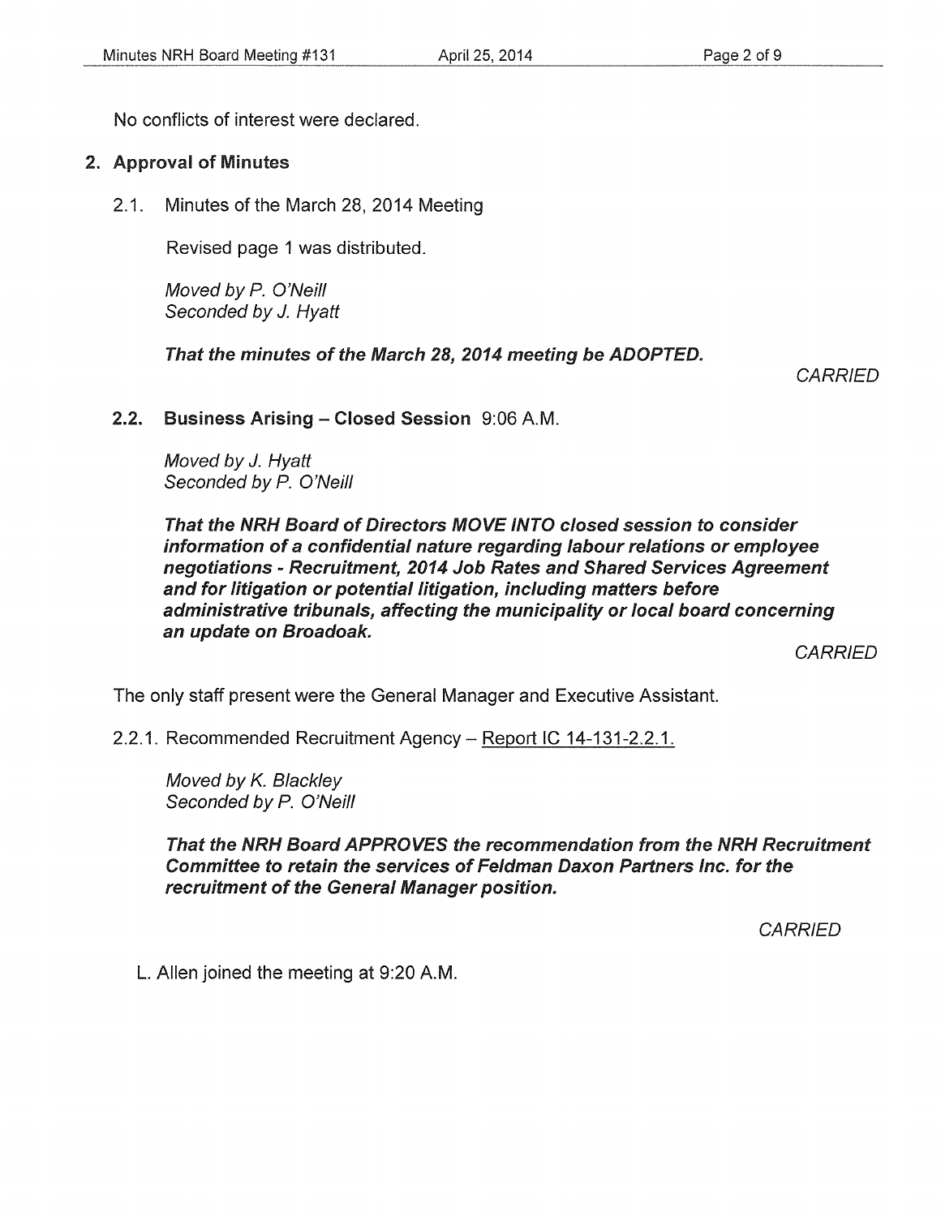No conflicts of interest were declared.

## 2. Approval of Minutes

2.1. Minutes of the March 28, 2014 Meeting

Revised page 1 was distributed.

*Moved by P. O'Neill*
*Seconded by J. Hyatt*

***That the minutes of the March 28, 2014 meeting be ADOPTED.***

*CARRIED*

**2.2. Business Arising – Closed Session** 9:06 A.M.

*Moved by J. Hyatt*
*Seconded by P. O'Neill*

***That the NRH Board of Directors MOVE INTO closed session to consider information of a confidential nature regarding labour relations or employee negotiations - Recruitment, 2014 Job Rates and Shared Services Agreement and for litigation or potential litigation, including matters before administrative tribunals, affecting the municipality or local board concerning an update on Broadoak.***

*CARRIED*

The only staff present were the General Manager and Executive Assistant.

2.2.1. Recommended Recruitment Agency – Report IC 14-131-2.2.1.

*Moved by K. Blackley*
*Seconded by P. O'Neill*

***That the NRH Board APPROVES the recommendation from the NRH Recruitment Committee to retain the services of Feldman Daxon Partners Inc. for the recruitment of the General Manager position.***

*CARRIED*

L. Allen joined the meeting at 9:20 A.M.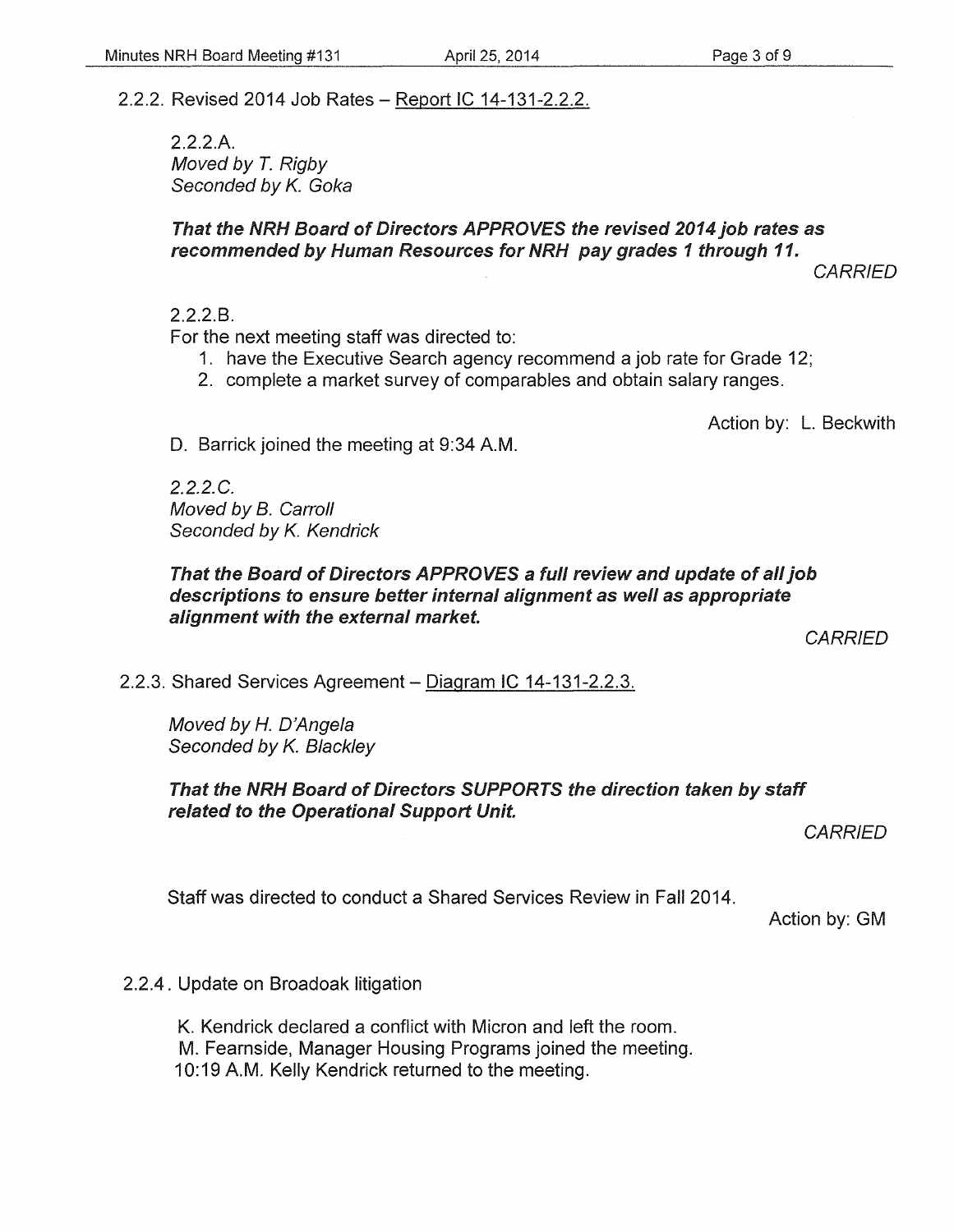2.2.2. Revised 2014 Job Rates – Report IC 14-131-2.2.2.

2.2.2.A.
*Moved by T. Rigby*
*Seconded by K. Goka*

***That the NRH Board of Directors APPROVES the revised 2014 job rates as recommended by Human Resources for NRH pay grades 1 through 11.***

*CARRIED*

2.2.2.B.
For the next meeting staff was directed to:

1. have the Executive Search agency recommend a job rate for Grade 12;
2. complete a market survey of comparables and obtain salary ranges.

Action by: L. Beckwith

D. Barrick joined the meeting at 9:34 A.M.

*2.2.2.C.*
*Moved by B. Carroll*
*Seconded by K. Kendrick*

***That the Board of Directors APPROVES a full review and update of all job descriptions to ensure better internal alignment as well as appropriate alignment with the external market.***

*CARRIED*

2.2.3. Shared Services Agreement – Diagram IC 14-131-2.2.3.

*Moved by H. D'Angela*
*Seconded by K. Blackley*

***That the NRH Board of Directors SUPPORTS the direction taken by staff related to the Operational Support Unit.***

*CARRIED*

Staff was directed to conduct a Shared Services Review in Fall 2014.

Action by: GM

2.2.4. Update on Broadoak litigation

K. Kendrick declared a conflict with Micron and left the room.
M. Fearnside, Manager Housing Programs joined the meeting.
10:19 A.M. Kelly Kendrick returned to the meeting.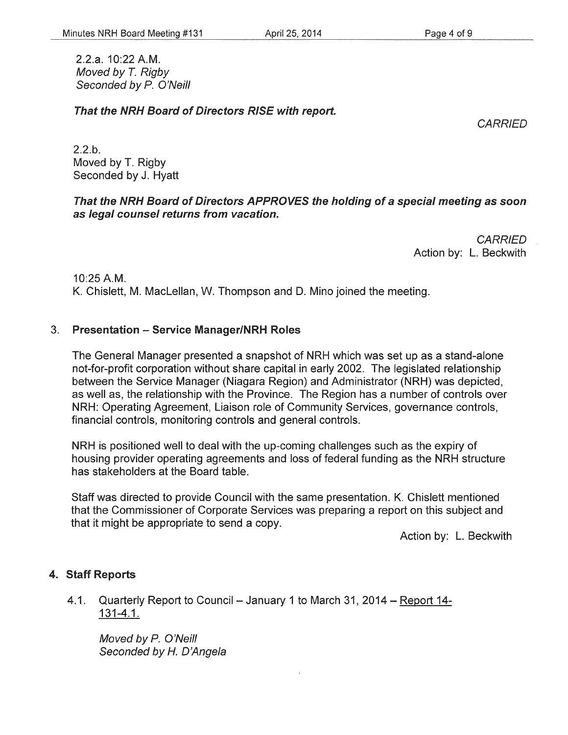2.2.a. 10:22 A.M.
*Moved by T. Rigby*
*Seconded by P. O'Neill*

***That the NRH Board of Directors RISE with report.***

*CARRIED*

2.2.b.
Moved by T. Rigby
Seconded by J. Hyatt

***That the NRH Board of Directors APPROVES the holding of a special meeting as soon as legal counsel returns from vacation.***

*CARRIED*
Action by: L. Beckwith

10:25 A.M.
K. Chislett, M. MacLellan, W. Thompson and D. Mino joined the meeting.

## 3. Presentation – Service Manager/NRH Roles

The General Manager presented a snapshot of NRH which was set up as a stand-alone not-for-profit corporation without share capital in early 2002. The legislated relationship between the Service Manager (Niagara Region) and Administrator (NRH) was depicted, as well as, the relationship with the Province. The Region has a number of controls over NRH: Operating Agreement, Liaison role of Community Services, governance controls, financial controls, monitoring controls and general controls.

NRH is positioned well to deal with the up-coming challenges such as the expiry of housing provider operating agreements and loss of federal funding as the NRH structure has stakeholders at the Board table.

Staff was directed to provide Council with the same presentation. K. Chislett mentioned that the Commissioner of Corporate Services was preparing a report on this subject and that it might be appropriate to send a copy.

Action by: L. Beckwith

## 4. Staff Reports

4.1. Quarterly Report to Council – January 1 to March 31, 2014 – Report 14-131-4.1.

*Moved by P. O'Neill*
*Seconded by H. D'Angela*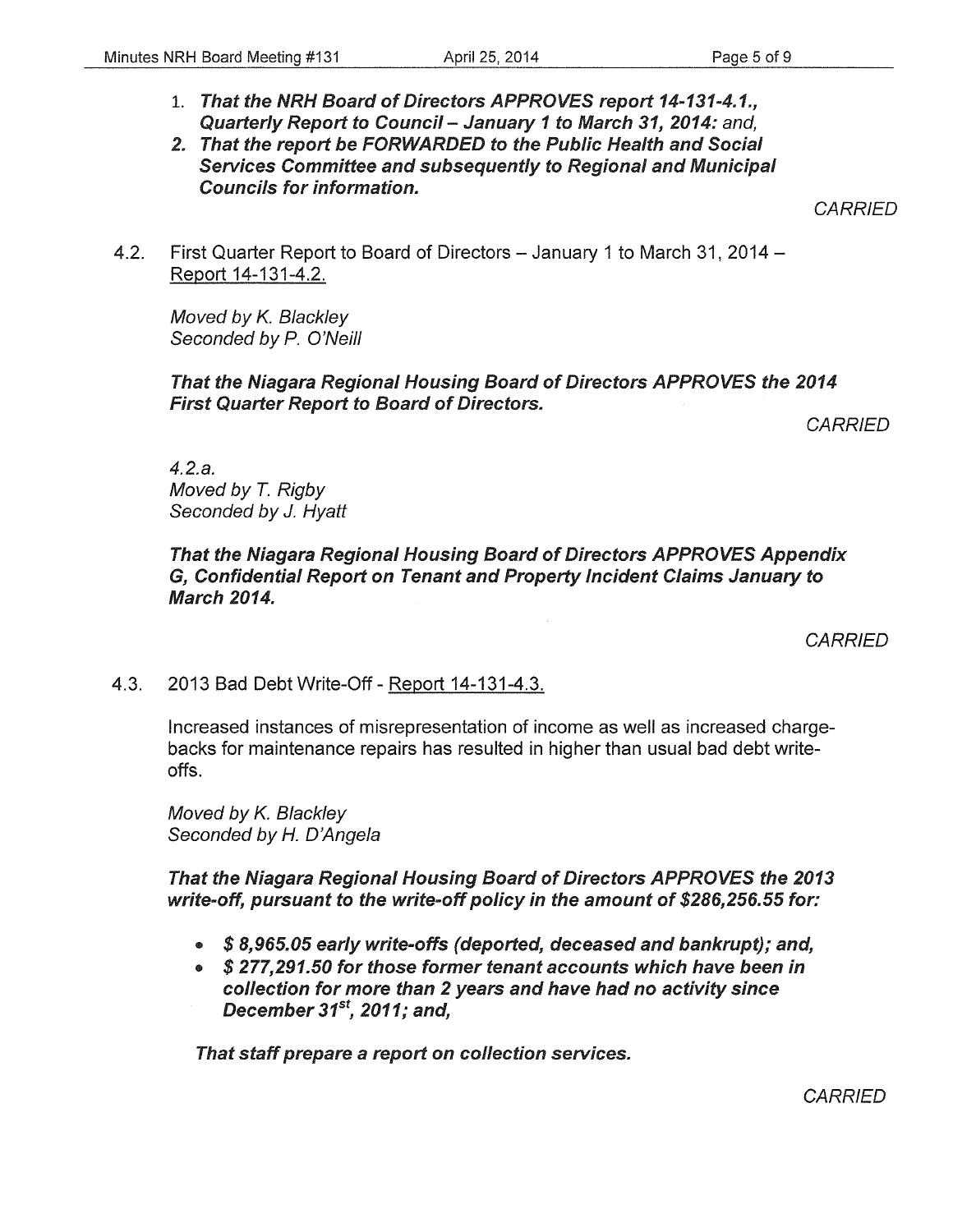1. ***That the NRH Board of Directors APPROVES report 14-131-4.1., Quarterly Report to Council – January 1 to March 31, 2014:** and,*
2. ***That the report be FORWARDED to the Public Health and Social Services Committee and subsequently to Regional and Municipal Councils for information.***

*CARRIED*

4.2. First Quarter Report to Board of Directors – January 1 to March 31, 2014 – Report 14-131-4.2.

*Moved by K. Blackley*
*Seconded by P. O'Neill*

***That the Niagara Regional Housing Board of Directors APPROVES the 2014 First Quarter Report to Board of Directors.***

*CARRIED*

*4.2.a.*
*Moved by T. Rigby*
*Seconded by J. Hyatt*

***That the Niagara Regional Housing Board of Directors APPROVES Appendix G, Confidential Report on Tenant and Property Incident Claims January to March 2014.***

*CARRIED*

4.3. 2013 Bad Debt Write-Off - Report 14-131-4.3.

Increased instances of misrepresentation of income as well as increased charge-backs for maintenance repairs has resulted in higher than usual bad debt write-offs.

*Moved by K. Blackley*
*Seconded by H. D'Angela*

***That the Niagara Regional Housing Board of Directors APPROVES the 2013 write-off, pursuant to the write-off policy in the amount of $286,256.55 for:***

- ***$ 8,965.05 early write-offs (deported, deceased and bankrupt); and,***
- ***$ 277,291.50 for those former tenant accounts which have been in collection for more than 2 years and have had no activity since December 31st, 2011; and,***

***That staff prepare a report on collection services.***

*CARRIED*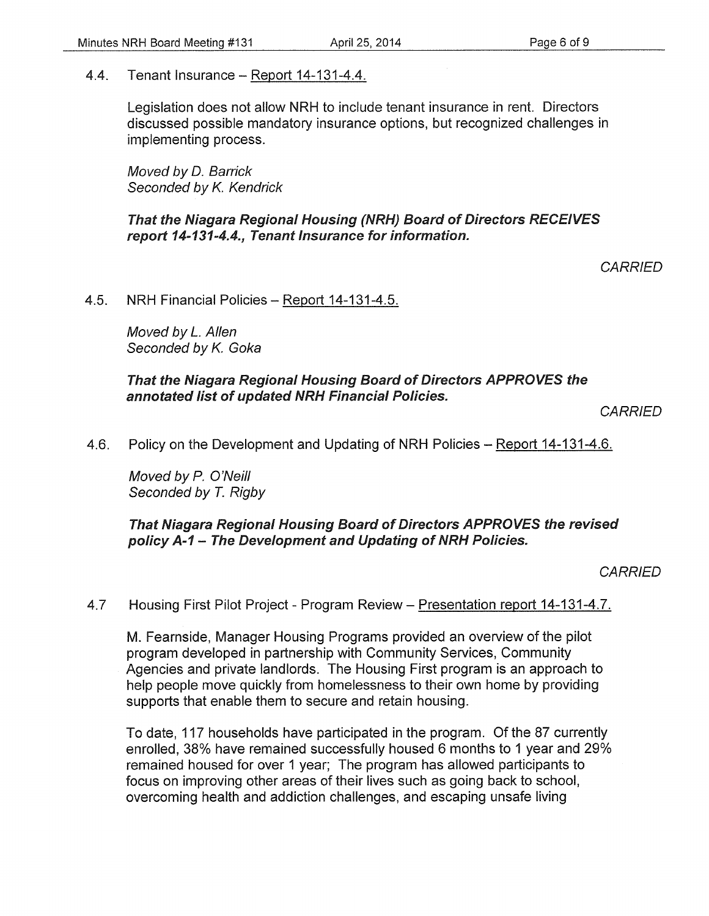4.4. Tenant Insurance – Report 14-131-4.4.

Legislation does not allow NRH to include tenant insurance in rent. Directors discussed possible mandatory insurance options, but recognized challenges in implementing process.

*Moved by D. Barrick*
*Seconded by K. Kendrick*

***That the Niagara Regional Housing (NRH) Board of Directors RECEIVES report 14-131-4.4., Tenant Insurance for information.***

*CARRIED*

4.5. NRH Financial Policies – Report 14-131-4.5.

*Moved by L. Allen*
*Seconded by K. Goka*

***That the Niagara Regional Housing Board of Directors APPROVES the annotated list of updated NRH Financial Policies.***

*CARRIED*

4.6. Policy on the Development and Updating of NRH Policies – Report 14-131-4.6.

*Moved by P. O'Neill*
*Seconded by T. Rigby*

***That Niagara Regional Housing Board of Directors APPROVES the revised policy A-1 – The Development and Updating of NRH Policies.***

*CARRIED*

4.7 Housing First Pilot Project - Program Review – Presentation report 14-131-4.7.

M. Fearnside, Manager Housing Programs provided an overview of the pilot program developed in partnership with Community Services, Community Agencies and private landlords. The Housing First program is an approach to help people move quickly from homelessness to their own home by providing supports that enable them to secure and retain housing.

To date, 117 households have participated in the program. Of the 87 currently enrolled, 38% have remained successfully housed 6 months to 1 year and 29% remained housed for over 1 year; The program has allowed participants to focus on improving other areas of their lives such as going back to school, overcoming health and addiction challenges, and escaping unsafe living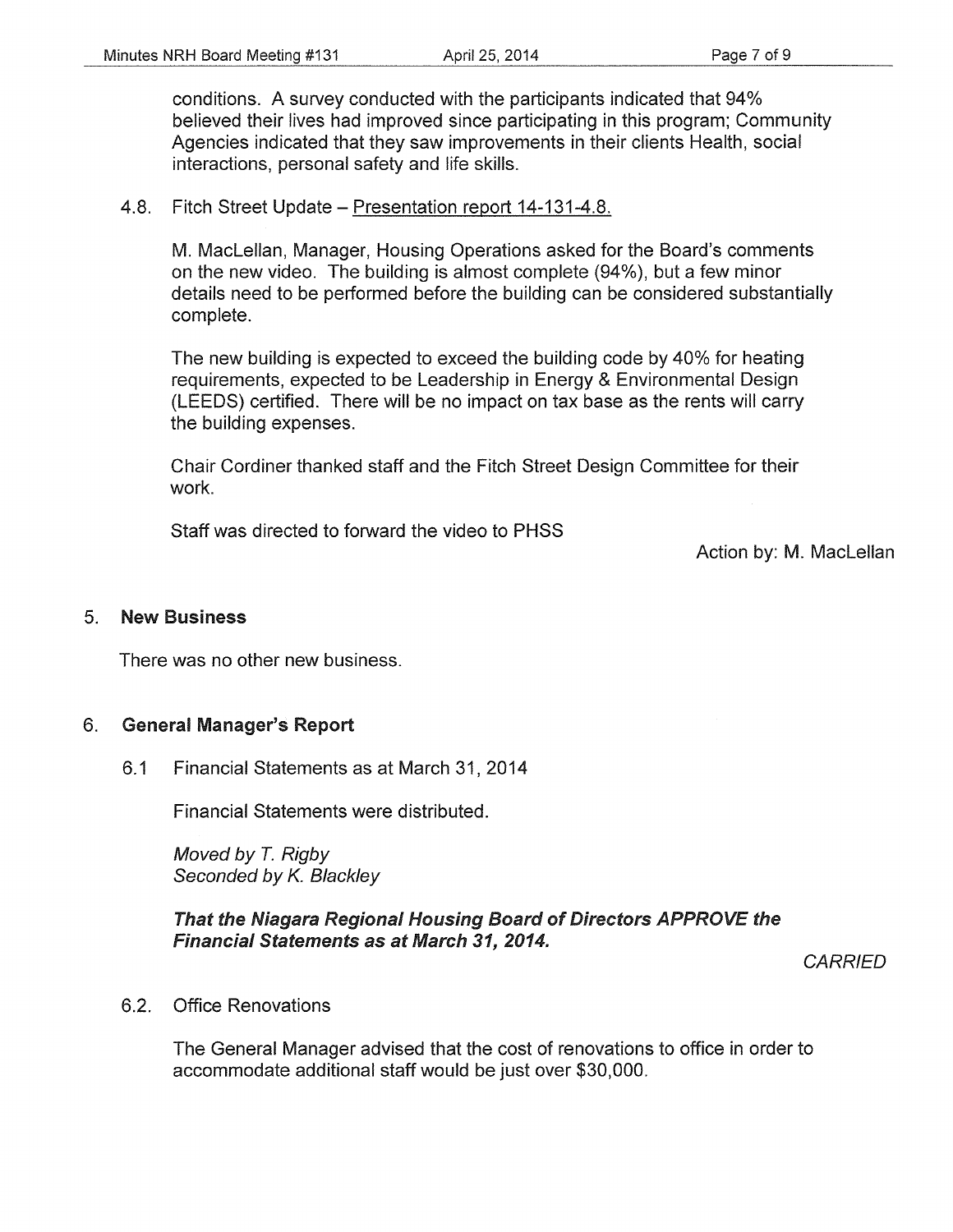conditions. A survey conducted with the participants indicated that 94% believed their lives had improved since participating in this program; Community Agencies indicated that they saw improvements in their clients Health, social interactions, personal safety and life skills.

4.8. Fitch Street Update – Presentation report 14-131-4.8.

M. MacLellan, Manager, Housing Operations asked for the Board's comments on the new video. The building is almost complete (94%), but a few minor details need to be performed before the building can be considered substantially complete.

The new building is expected to exceed the building code by 40% for heating requirements, expected to be Leadership in Energy & Environmental Design (LEEDS) certified. There will be no impact on tax base as the rents will carry the building expenses.

Chair Cordiner thanked staff and the Fitch Street Design Committee for their work.

Staff was directed to forward the video to PHSS

Action by: M. MacLellan

## 5. New Business

There was no other new business.

## 6. General Manager's Report

6.1 Financial Statements as at March 31, 2014

Financial Statements were distributed.

*Moved by T. Rigby*
*Seconded by K. Blackley*

***That the Niagara Regional Housing Board of Directors APPROVE the Financial Statements as at March 31, 2014.***

*CARRIED*

6.2. Office Renovations

The General Manager advised that the cost of renovations to office in order to accommodate additional staff would be just over $30,000.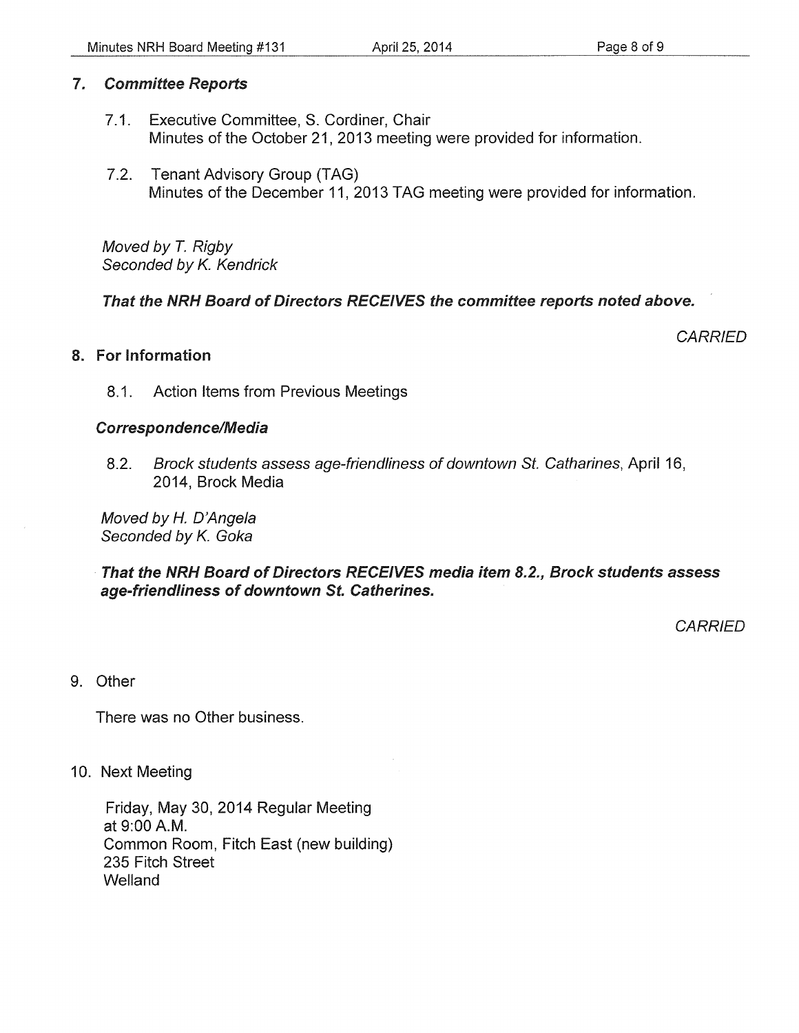## 7. *Committee Reports*

7.1. Executive Committee, S. Cordiner, Chair
Minutes of the October 21, 2013 meeting were provided for information.

7.2. Tenant Advisory Group (TAG)
Minutes of the December 11, 2013 TAG meeting were provided for information.

*Moved by T. Rigby*
*Seconded by K. Kendrick*

***That the NRH Board of Directors RECEIVES the committee reports noted above.***

*CARRIED*

## 8. For Information

8.1. Action Items from Previous Meetings

***Correspondence/Media***

8.2. *Brock students assess age-friendliness of downtown St. Catharines*, April 16, 2014, Brock Media

*Moved by H. D'Angela*
*Seconded by K. Goka*

***That the NRH Board of Directors RECEIVES media item 8.2., Brock students assess age-friendliness of downtown St. Catherines.***

*CARRIED*

## 9. Other

There was no Other business.

## 10. Next Meeting

Friday, May 30, 2014 Regular Meeting
at 9:00 A.M.
Common Room, Fitch East (new building)
235 Fitch Street
Welland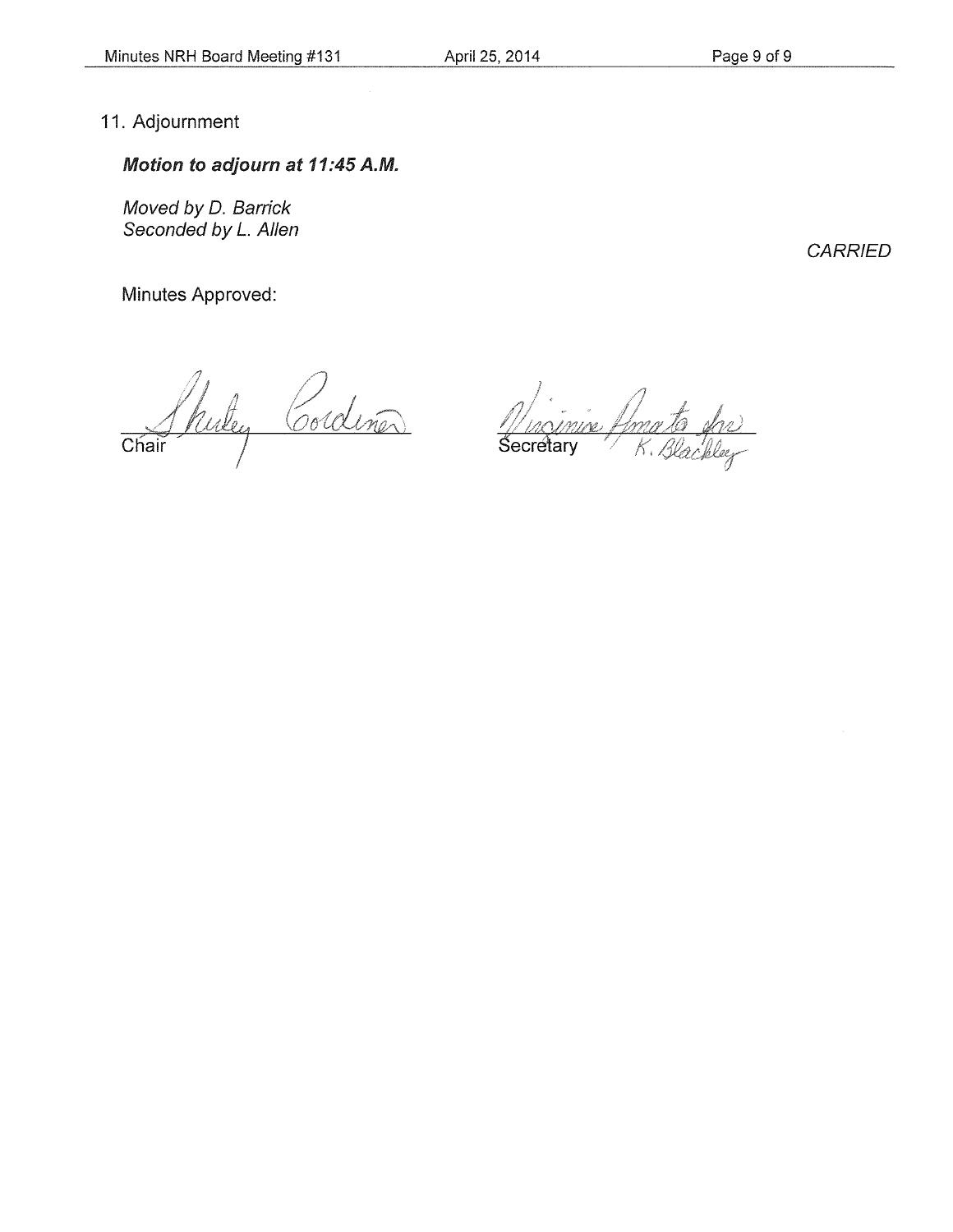11. Adjournment

***Motion to adjourn at 11:45 A.M.***

*Moved by D. Barrick*
*Seconded by L. Allen*

*CARRIED*

Minutes Approved:

Shirley Cordiner
Chair

Virginia Amato for K. Blackley
Secretary